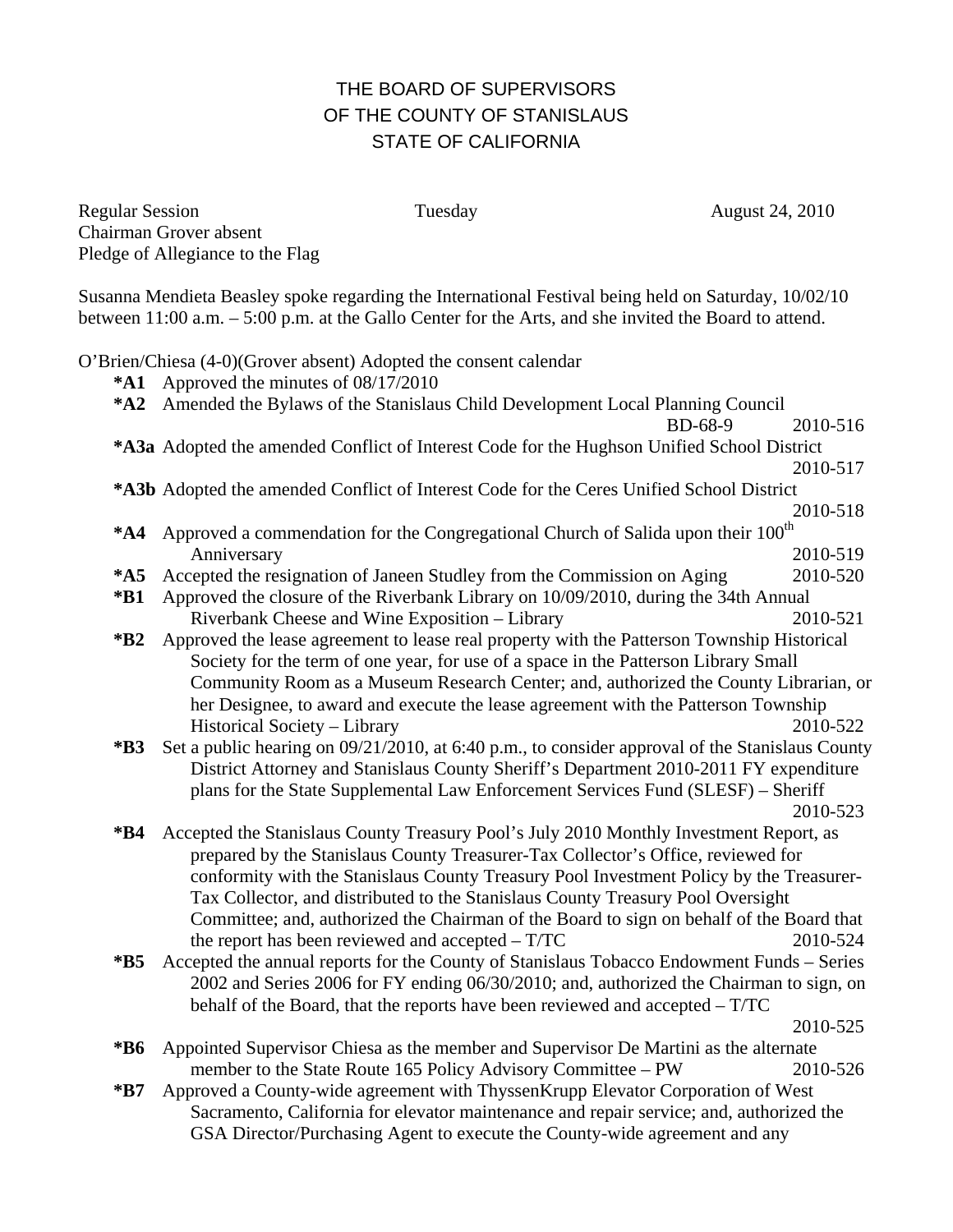# THE BOARD OF SUPERVISORS
# OF THE COUNTY OF STANISLAUS
# STATE OF CALIFORNIA

Regular Session　　　　　　　　Tuesday　　　　　　　　August 24, 2010
Chairman Grover absent
Pledge of Allegiance to the Flag

Susanna Mendieta Beasley spoke regarding the International Festival being held on Saturday, 10/02/10 between 11:00 a.m. – 5:00 p.m. at the Gallo Center for the Arts, and she invited the Board to attend.

O'Brien/Chiesa (4-0)(Grover absent) Adopted the consent calendar

**\*A1** Approved the minutes of 08/17/2010

**\*A2** Amended the Bylaws of the Stanislaus Child Development Local Planning Council　BD-68-9　2010-516

**\*A3a** Adopted the amended Conflict of Interest Code for the Hughson Unified School District　2010-517

**\*A3b** Adopted the amended Conflict of Interest Code for the Ceres Unified School District　2010-518

**\*A4** Approved a commendation for the Congregational Church of Salida upon their 100th Anniversary　2010-519

**\*A5** Accepted the resignation of Janeen Studley from the Commission on Aging　2010-520

**\*B1** Approved the closure of the Riverbank Library on 10/09/2010, during the 34th Annual Riverbank Cheese and Wine Exposition – Library　2010-521

**\*B2** Approved the lease agreement to lease real property with the Patterson Township Historical Society for the term of one year, for use of a space in the Patterson Library Small Community Room as a Museum Research Center; and, authorized the County Librarian, or her Designee, to award and execute the lease agreement with the Patterson Township Historical Society – Library　2010-522

**\*B3** Set a public hearing on 09/21/2010, at 6:40 p.m., to consider approval of the Stanislaus County District Attorney and Stanislaus County Sheriff's Department 2010-2011 FY expenditure plans for the State Supplemental Law Enforcement Services Fund (SLESF) – Sheriff　2010-523

**\*B4** Accepted the Stanislaus County Treasury Pool's July 2010 Monthly Investment Report, as prepared by the Stanislaus County Treasurer-Tax Collector's Office, reviewed for conformity with the Stanislaus County Treasury Pool Investment Policy by the Treasurer-Tax Collector, and distributed to the Stanislaus County Treasury Pool Oversight Committee; and, authorized the Chairman of the Board to sign on behalf of the Board that the report has been reviewed and accepted – T/TC　2010-524

**\*B5** Accepted the annual reports for the County of Stanislaus Tobacco Endowment Funds – Series 2002 and Series 2006 for FY ending 06/30/2010; and, authorized the Chairman to sign, on behalf of the Board, that the reports have been reviewed and accepted – T/TC　2010-525

**\*B6** Appointed Supervisor Chiesa as the member and Supervisor De Martini as the alternate member to the State Route 165 Policy Advisory Committee – PW　2010-526

**\*B7** Approved a County-wide agreement with ThyssenKrupp Elevator Corporation of West Sacramento, California for elevator maintenance and repair service; and, authorized the GSA Director/Purchasing Agent to execute the County-wide agreement and any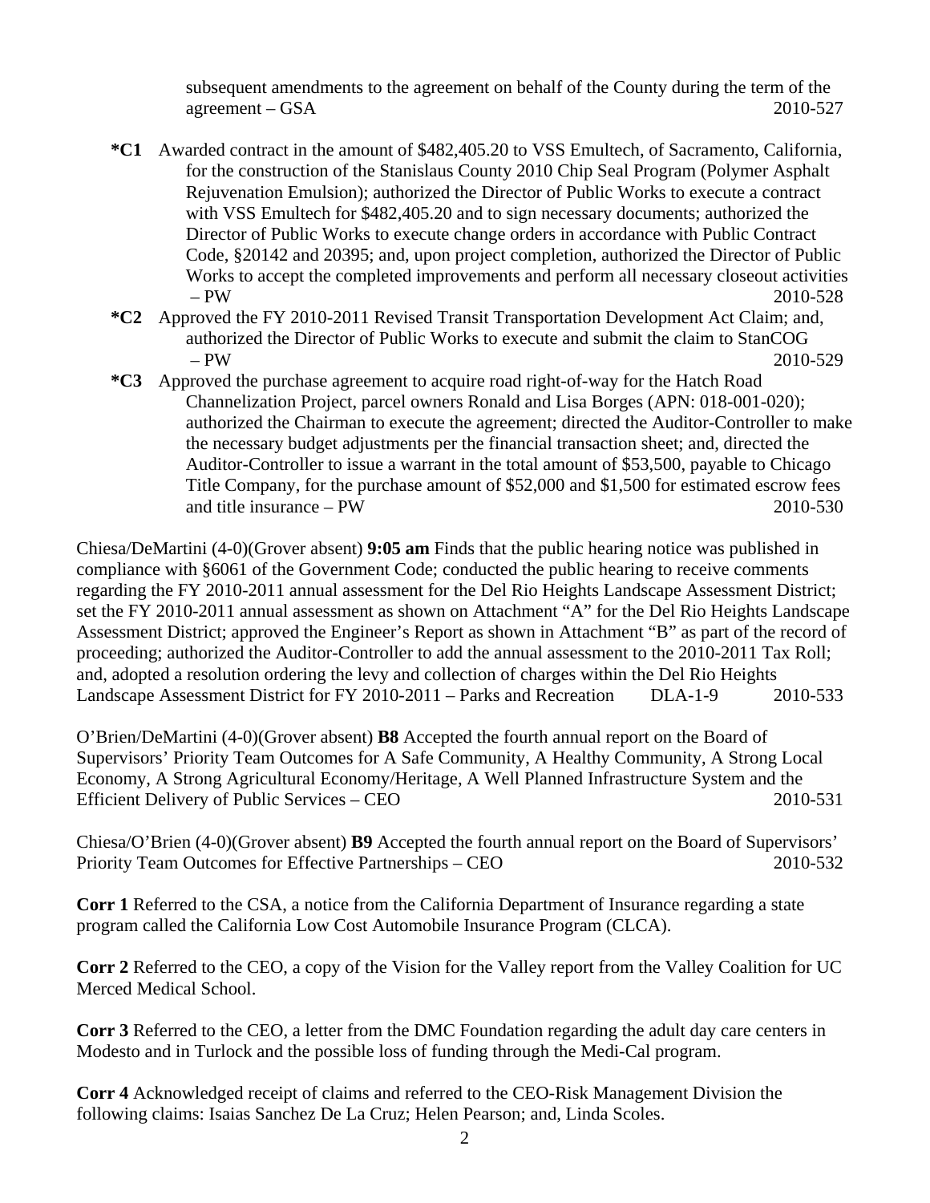subsequent amendments to the agreement on behalf of the County during the term of the agreement – GSA 2010-527

**\*C1** Awarded contract in the amount of $482,405.20 to VSS Emultech, of Sacramento, California, for the construction of the Stanislaus County 2010 Chip Seal Program (Polymer Asphalt Rejuvenation Emulsion); authorized the Director of Public Works to execute a contract with VSS Emultech for $482,405.20 and to sign necessary documents; authorized the Director of Public Works to execute change orders in accordance with Public Contract Code, §20142 and 20395; and, upon project completion, authorized the Director of Public Works to accept the completed improvements and perform all necessary closeout activities – PW 2010-528

**\*C2** Approved the FY 2010-2011 Revised Transit Transportation Development Act Claim; and, authorized the Director of Public Works to execute and submit the claim to StanCOG – PW 2010-529

**\*C3** Approved the purchase agreement to acquire road right-of-way for the Hatch Road Channelization Project, parcel owners Ronald and Lisa Borges (APN: 018-001-020); authorized the Chairman to execute the agreement; directed the Auditor-Controller to make the necessary budget adjustments per the financial transaction sheet; and, directed the Auditor-Controller to issue a warrant in the total amount of $53,500, payable to Chicago Title Company, for the purchase amount of $52,000 and $1,500 for estimated escrow fees and title insurance – PW 2010-530

Chiesa/DeMartini (4-0)(Grover absent) **9:05 am** Finds that the public hearing notice was published in compliance with §6061 of the Government Code; conducted the public hearing to receive comments regarding the FY 2010-2011 annual assessment for the Del Rio Heights Landscape Assessment District; set the FY 2010-2011 annual assessment as shown on Attachment "A" for the Del Rio Heights Landscape Assessment District; approved the Engineer's Report as shown in Attachment "B" as part of the record of proceeding; authorized the Auditor-Controller to add the annual assessment to the 2010-2011 Tax Roll; and, adopted a resolution ordering the levy and collection of charges within the Del Rio Heights Landscape Assessment District for FY 2010-2011 – Parks and Recreation DLA-1-9 2010-533

O'Brien/DeMartini (4-0)(Grover absent) **B8** Accepted the fourth annual report on the Board of Supervisors' Priority Team Outcomes for A Safe Community, A Healthy Community, A Strong Local Economy, A Strong Agricultural Economy/Heritage, A Well Planned Infrastructure System and the Efficient Delivery of Public Services – CEO 2010-531

Chiesa/O'Brien (4-0)(Grover absent) **B9** Accepted the fourth annual report on the Board of Supervisors' Priority Team Outcomes for Effective Partnerships – CEO 2010-532

**Corr 1** Referred to the CSA, a notice from the California Department of Insurance regarding a state program called the California Low Cost Automobile Insurance Program (CLCA).

**Corr 2** Referred to the CEO, a copy of the Vision for the Valley report from the Valley Coalition for UC Merced Medical School.

**Corr 3** Referred to the CEO, a letter from the DMC Foundation regarding the adult day care centers in Modesto and in Turlock and the possible loss of funding through the Medi-Cal program.

**Corr 4** Acknowledged receipt of claims and referred to the CEO-Risk Management Division the following claims: Isaias Sanchez De La Cruz; Helen Pearson; and, Linda Scoles.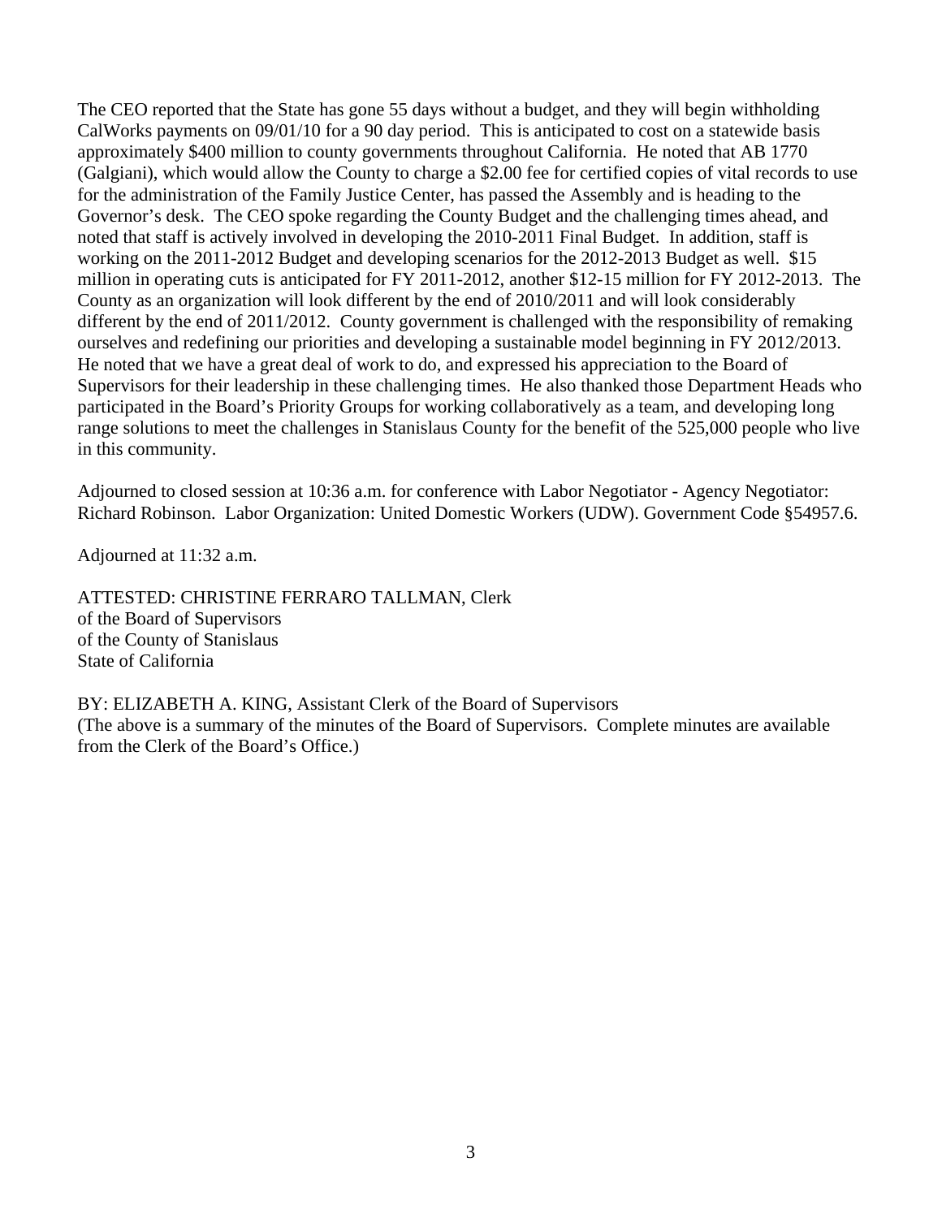The CEO reported that the State has gone 55 days without a budget, and they will begin withholding CalWorks payments on 09/01/10 for a 90 day period. This is anticipated to cost on a statewide basis approximately $400 million to county governments throughout California. He noted that AB 1770 (Galgiani), which would allow the County to charge a $2.00 fee for certified copies of vital records to use for the administration of the Family Justice Center, has passed the Assembly and is heading to the Governor's desk. The CEO spoke regarding the County Budget and the challenging times ahead, and noted that staff is actively involved in developing the 2010-2011 Final Budget. In addition, staff is working on the 2011-2012 Budget and developing scenarios for the 2012-2013 Budget as well. $15 million in operating cuts is anticipated for FY 2011-2012, another $12-15 million for FY 2012-2013. The County as an organization will look different by the end of 2010/2011 and will look considerably different by the end of 2011/2012. County government is challenged with the responsibility of remaking ourselves and redefining our priorities and developing a sustainable model beginning in FY 2012/2013. He noted that we have a great deal of work to do, and expressed his appreciation to the Board of Supervisors for their leadership in these challenging times. He also thanked those Department Heads who participated in the Board's Priority Groups for working collaboratively as a team, and developing long range solutions to meet the challenges in Stanislaus County for the benefit of the 525,000 people who live in this community.

Adjourned to closed session at 10:36 a.m. for conference with Labor Negotiator - Agency Negotiator: Richard Robinson. Labor Organization: United Domestic Workers (UDW). Government Code §54957.6.

Adjourned at 11:32 a.m.

ATTESTED: CHRISTINE FERRARO TALLMAN, Clerk
of the Board of Supervisors
of the County of Stanislaus
State of California

BY: ELIZABETH A. KING, Assistant Clerk of the Board of Supervisors
(The above is a summary of the minutes of the Board of Supervisors. Complete minutes are available from the Clerk of the Board's Office.)